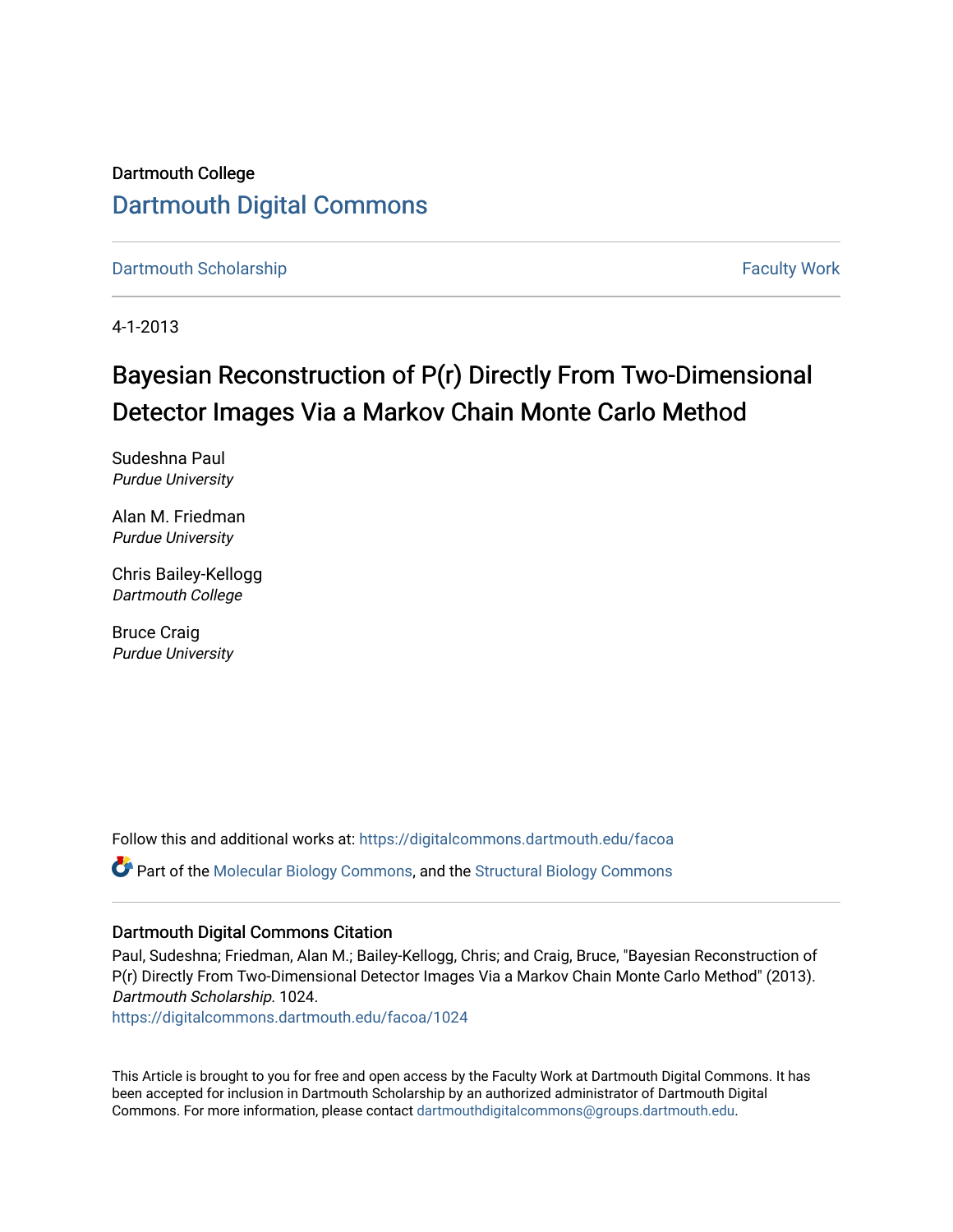Dartmouth College

# Dartmouth Digital Commons

Dartmouth Scholarship — Faculty Work

4-1-2013

## Bayesian Reconstruction of P(r) Directly From Two-Dimensional Detector Images Via a Markov Chain Monte Carlo Method

Sudeshna Paul
*Purdue University*

Alan M. Friedman
*Purdue University*

Chris Bailey-Kellogg
*Dartmouth College*

Bruce Craig
*Purdue University*

Follow this and additional works at: https://digitalcommons.dartmouth.edu/facoa

Part of the Molecular Biology Commons, and the Structural Biology Commons

### Dartmouth Digital Commons Citation

Paul, Sudeshna; Friedman, Alan M.; Bailey-Kellogg, Chris; and Craig, Bruce, "Bayesian Reconstruction of P(r) Directly From Two-Dimensional Detector Images Via a Markov Chain Monte Carlo Method" (2013). *Dartmouth Scholarship.* 1024.
https://digitalcommons.dartmouth.edu/facoa/1024

This Article is brought to you for free and open access by the Faculty Work at Dartmouth Digital Commons. It has been accepted for inclusion in Dartmouth Scholarship by an authorized administrator of Dartmouth Digital Commons. For more information, please contact dartmouthdigitalcommons@groups.dartmouth.edu.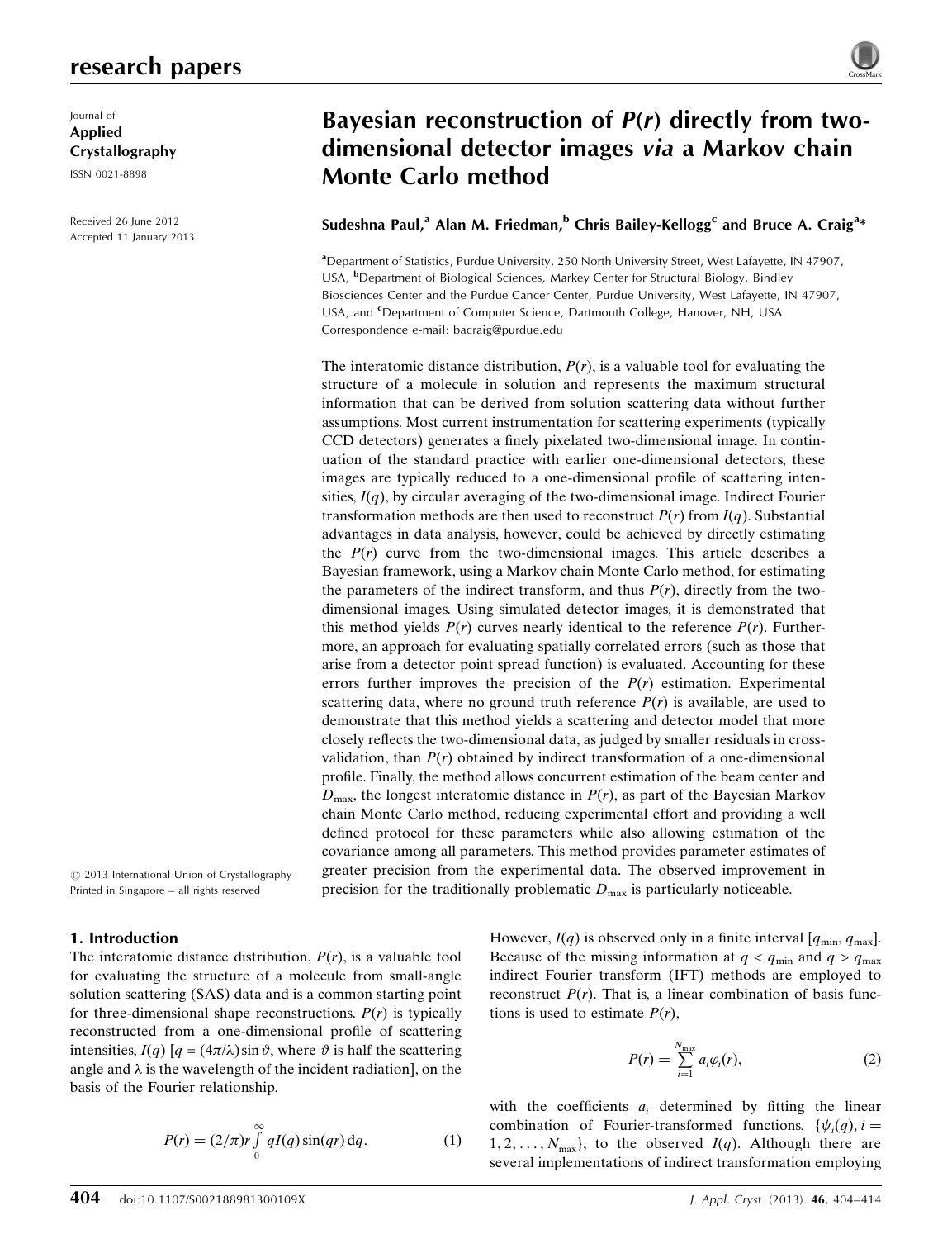# Bayesian reconstruction of $P(r)$ directly from two-dimensional detector images *via* a Markov chain Monte Carlo method

**Sudeshna Paul,[a] Alan M. Friedman,[b] Chris Bailey-Kellogg[c] and Bruce A. Craig[a]***

[a]Department of Statistics, Purdue University, 250 North University Street, West Lafayette, IN 47907, USA, [b]Department of Biological Sciences, Markey Center for Structural Biology, Bindley Biosciences Center and the Purdue Cancer Center, Purdue University, West Lafayette, IN 47907, USA, and [c]Department of Computer Science, Dartmouth College, Hanover, NH, USA. Correspondence e-mail: bacraig@purdue.edu

Journal of Applied Crystallography

ISSN 0021-8898

Received 26 June 2012

Accepted 11 January 2013

The interatomic distance distribution, $P(r)$, is a valuable tool for evaluating the structure of a molecule in solution and represents the maximum structural information that can be derived from solution scattering data without further assumptions. Most current instrumentation for scattering experiments (typically CCD detectors) generates a finely pixelated two-dimensional image. In continuation of the standard practice with earlier one-dimensional detectors, these images are typically reduced to a one-dimensional profile of scattering intensities, $I(q)$, by circular averaging of the two-dimensional image. Indirect Fourier transformation methods are then used to reconstruct $P(r)$ from $I(q)$. Substantial advantages in data analysis, however, could be achieved by directly estimating the $P(r)$ curve from the two-dimensional images. This article describes a Bayesian framework, using a Markov chain Monte Carlo method, for estimating the parameters of the indirect transform, and thus $P(r)$, directly from the two-dimensional images. Using simulated detector images, it is demonstrated that this method yields $P(r)$ curves nearly identical to the reference $P(r)$. Furthermore, an approach for evaluating spatially correlated errors (such as those that arise from a detector point spread function) is evaluated. Accounting for these errors further improves the precision of the $P(r)$ estimation. Experimental scattering data, where no ground truth reference $P(r)$ is available, are used to demonstrate that this method yields a scattering and detector model that more closely reflects the two-dimensional data, as judged by smaller residuals in cross-validation, than $P(r)$ obtained by indirect transformation of a one-dimensional profile. Finally, the method allows concurrent estimation of the beam center and $D_{max}$, the longest interatomic distance in $P(r)$, as part of the Bayesian Markov chain Monte Carlo method, reducing experimental effort and providing a well defined protocol for these parameters while also allowing estimation of the covariance among all parameters. This method provides parameter estimates of greater precision from the experimental data. The observed improvement in precision for the traditionally problematic $D_{max}$ is particularly noticeable.

© 2013 International Union of Crystallography
Printed in Singapore – all rights reserved

## 1. Introduction

The interatomic distance distribution, $P(r)$, is a valuable tool for evaluating the structure of a molecule from small-angle solution scattering (SAS) data and is a common starting point for three-dimensional shape reconstructions. $P(r)$ is typically reconstructed from a one-dimensional profile of scattering intensities, $I(q)$ [$q = (4\pi/\lambda)\sin\vartheta$, where $\vartheta$ is half the scattering angle and $\lambda$ is the wavelength of the incident radiation], on the basis of the Fourier relationship,

$$P(r) = (2/\pi)r\int_0^\infty qI(q)\sin(qr)\,\mathrm{d}q. \qquad (1)$$

However, $I(q)$ is observed only in a finite interval $[q_{min}, q_{max}]$. Because of the missing information at $q < q_{min}$ and $q > q_{max}$ indirect Fourier transform (IFT) methods are employed to reconstruct $P(r)$. That is, a linear combination of basis functions is used to estimate $P(r)$,

$$P(r) = \sum_{i=1}^{N_{max}} a_i\varphi_i(r), \qquad (2)$$

with the coefficients $a_i$ determined by fitting the linear combination of Fourier-transformed functions, $\{\psi_i(q), i = 1, 2, \ldots, N_{max}\}$, to the observed $I(q)$. Although there are several implementations of indirect transformation employing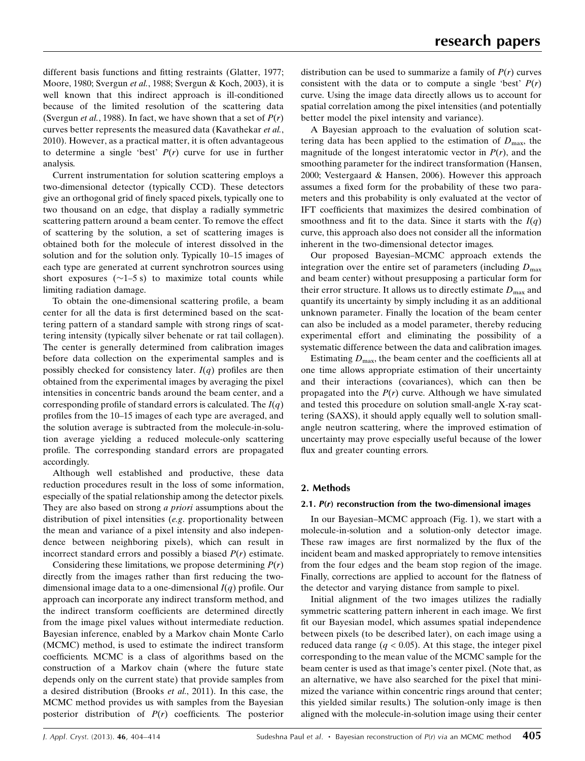different basis functions and fitting restraints (Glatter, 1977; Moore, 1980; Svergun *et al.*, 1988; Svergun & Koch, 2003), it is well known that this indirect approach is ill-conditioned because of the limited resolution of the scattering data (Svergun *et al.*, 1988). In fact, we have shown that a set of $P(r)$ curves better represents the measured data (Kavathekar *et al.*, 2010). However, as a practical matter, it is often advantageous to determine a single 'best' $P(r)$ curve for use in further analysis.

Current instrumentation for solution scattering employs a two-dimensional detector (typically CCD). These detectors give an orthogonal grid of finely spaced pixels, typically one to two thousand on an edge, that display a radially symmetric scattering pattern around a beam center. To remove the effect of scattering by the solution, a set of scattering images is obtained both for the molecule of interest dissolved in the solution and for the solution only. Typically 10–15 images of each type are generated at current synchrotron sources using short exposures (~1–5 s) to maximize total counts while limiting radiation damage.

To obtain the one-dimensional scattering profile, a beam center for all the data is first determined based on the scattering pattern of a standard sample with strong rings of scattering intensity (typically silver behenate or rat tail collagen). The center is generally determined from calibration images before data collection on the experimental samples and is possibly checked for consistency later. $I(q)$ profiles are then obtained from the experimental images by averaging the pixel intensities in concentric bands around the beam center, and a corresponding profile of standard errors is calculated. The $I(q)$ profiles from the 10–15 images of each type are averaged, and the solution average is subtracted from the molecule-in-solution average yielding a reduced molecule-only scattering profile. The corresponding standard errors are propagated accordingly.

Although well established and productive, these data reduction procedures result in the loss of some information, especially of the spatial relationship among the detector pixels. They are also based on strong *a priori* assumptions about the distribution of pixel intensities (*e.g.* proportionality between the mean and variance of a pixel intensity and also independence between neighboring pixels), which can result in incorrect standard errors and possibly a biased $P(r)$ estimate.

Considering these limitations, we propose determining $P(r)$ directly from the images rather than first reducing the two-dimensional image data to a one-dimensional $I(q)$ profile. Our approach can incorporate any indirect transform method, and the indirect transform coefficients are determined directly from the image pixel values without intermediate reduction. Bayesian inference, enabled by a Markov chain Monte Carlo (MCMC) method, is used to estimate the indirect transform coefficients. MCMC is a class of algorithms based on the construction of a Markov chain (where the future state depends only on the current state) that provide samples from a desired distribution (Brooks *et al.*, 2011). In this case, the MCMC method provides us with samples from the Bayesian posterior distribution of $P(r)$ coefficients. The posterior distribution can be used to summarize a family of $P(r)$ curves consistent with the data or to compute a single 'best' $P(r)$ curve. Using the image data directly allows us to account for spatial correlation among the pixel intensities (and potentially better model the pixel intensity and variance).

A Bayesian approach to the evaluation of solution scattering data has been applied to the estimation of $D_{\max}$, the magnitude of the longest interatomic vector in $P(r)$, and the smoothing parameter for the indirect transformation (Hansen, 2000; Vestergaard & Hansen, 2006). However this approach assumes a fixed form for the probability of these two parameters and this probability is only evaluated at the vector of IFT coefficients that maximizes the desired combination of smoothness and fit to the data. Since it starts with the $I(q)$ curve, this approach also does not consider all the information inherent in the two-dimensional detector images.

Our proposed Bayesian–MCMC approach extends the integration over the entire set of parameters (including $D_{\max}$ and beam center) without presupposing a particular form for their error structure. It allows us to directly estimate $D_{\max}$ and quantify its uncertainty by simply including it as an additional unknown parameter. Finally the location of the beam center can also be included as a model parameter, thereby reducing experimental effort and eliminating the possibility of a systematic difference between the data and calibration images.

Estimating $D_{\max}$, the beam center and the coefficients all at one time allows appropriate estimation of their uncertainty and their interactions (covariances), which can then be propagated into the $P(r)$ curve. Although we have simulated and tested this procedure on solution small-angle X-ray scattering (SAXS), it should apply equally well to solution small-angle neutron scattering, where the improved estimation of uncertainty may prove especially useful because of the lower flux and greater counting errors.

## 2. Methods

### 2.1. $P(r)$ reconstruction from the two-dimensional images

In our Bayesian–MCMC approach (Fig. 1), we start with a molecule-in-solution and a solution-only detector image. These raw images are first normalized by the flux of the incident beam and masked appropriately to remove intensities from the four edges and the beam stop region of the image. Finally, corrections are applied to account for the flatness of the detector and varying distance from sample to pixel.

Initial alignment of the two images utilizes the radially symmetric scattering pattern inherent in each image. We first fit our Bayesian model, which assumes spatial independence between pixels (to be described later), on each image using a reduced data range ($q < 0.05$). At this stage, the integer pixel corresponding to the mean value of the MCMC sample for the beam center is used as that image's center pixel. (Note that, as an alternative, we have also searched for the pixel that minimized the variance within concentric rings around that center; this yielded similar results.) The solution-only image is then aligned with the molecule-in-solution image using their center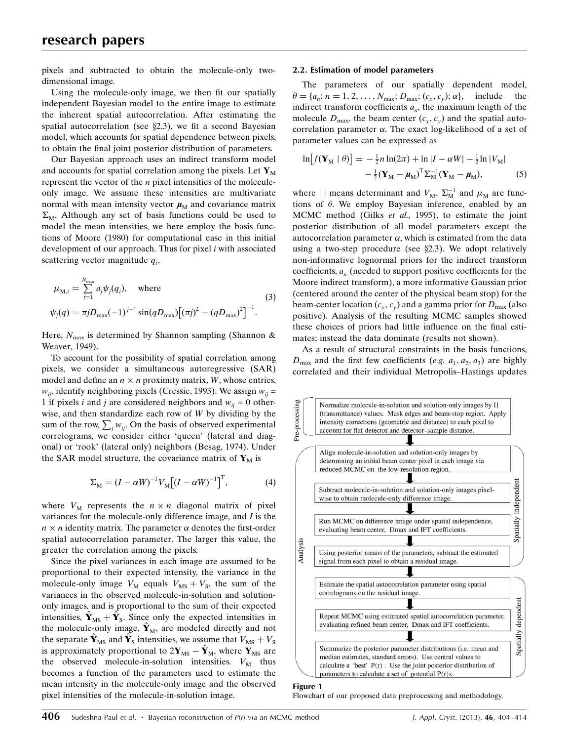pixels and subtracted to obtain the molecule-only two-dimensional image.

Using the molecule-only image, we then fit our spatially independent Bayesian model to the entire image to estimate the inherent spatial autocorrelation. After estimating the spatial autocorrelation (see §2.3), we fit a second Bayesian model, which accounts for spatial dependence between pixels, to obtain the final joint posterior distribution of parameters.

Our Bayesian approach uses an indirect transform model and accounts for spatial correlation among the pixels. Let $\mathbf{Y}_M$ represent the vector of the $n$ pixel intensities of the molecule-only image. We assume these intensities are multivariate normal with mean intensity vector $\boldsymbol{\mu}_M$ and covariance matrix $\Sigma_M$. Although any set of basis functions could be used to model the mean intensities, we here employ the basis functions of Moore (1980) for computational ease in this initial development of our approach. Thus for pixel $i$ with associated scattering vector magnitude $q_i$,

$$\mu_{M,i} = \sum_{j=1}^{N_{\max}} a_j \psi_j(q_i), \quad \text{where}$$
$$\psi_j(q) = \pi j D_{\max} (-1)^{j+1} \sin(q D_{\max}) \left[(\pi j)^2 - (q D_{\max})^2\right]^{-1}. \tag{3}$$

Here, $N_{\max}$ is determined by Shannon sampling (Shannon & Weaver, 1949).

To account for the possibility of spatial correlation among pixels, we consider a simultaneous autoregressive (SAR) model and define an $n \times n$ proximity matrix, $W$, whose entries, $w_{ij}$, identify neighboring pixels (Cressie, 1993). We assign $w_{ij} = 1$ if pixels $i$ and $j$ are considered neighbors and $w_{ij} = 0$ otherwise, and then standardize each row of $W$ by dividing by the sum of the row, $\sum_j w_{ij}$. On the basis of observed experimental correlograms, we consider either 'queen' (lateral and diagonal) or 'rook' (lateral only) neighbors (Besag, 1974). Under the SAR model structure, the covariance matrix of $\mathbf{Y}_M$ is

$$\Sigma_M = (I - \alpha W)^{-1} V_M \left[(I - \alpha W)^{-1}\right]^{\mathrm{T}}, \tag{4}$$

where $V_M$ represents the $n \times n$ diagonal matrix of pixel variances for the molecule-only difference image, and $I$ is the $n \times n$ identity matrix. The parameter $\alpha$ denotes the first-order spatial autocorrelation parameter. The larger this value, the greater the correlation among the pixels.

Since the pixel variances in each image are assumed to be proportional to their expected intensity, the variance in the molecule-only image $V_M$ equals $V_{MS} + V_S$, the sum of the variances in the observed molecule-in-solution and solution-only images, and is proportional to the sum of their expected intensities, $\hat{\mathbf{Y}}_{MS} + \hat{\mathbf{Y}}_S$. Since only the expected intensities in the molecule-only image, $\hat{\mathbf{Y}}_M$, are modeled directly and not the separate $\hat{\mathbf{Y}}_{MS}$ and $\hat{\mathbf{Y}}_S$ intensities, we assume that $V_{MS} + V_S$ is approximately proportional to $2\mathbf{Y}_{MS} - \hat{\mathbf{Y}}_M$, where $\mathbf{Y}_{MS}$ are the observed molecule-in-solution intensities. $V_M$ thus becomes a function of the parameters used to estimate the mean intensity in the molecule-only image and the observed pixel intensities of the molecule-in-solution image.

### 2.2. Estimation of model parameters

The parameters of our spatially dependent model, $\theta = \{a_n: n = 1, 2, \ldots, N_{\max}; D_{\max}; (c_x, c_y); \alpha\}$, include the indirect transform coefficients $a_n$, the maximum length of the molecule $D_{\max}$, the beam center $(c_x, c_y)$ and the spatial autocorrelation parameter $\alpha$. The exact log-likelihood of a set of parameter values can be expressed as

$$\ln\left[f(\mathbf{Y}_M \mid \theta)\right] = -\tfrac{1}{2} n \ln(2\pi) + \ln|I - \alpha W| - \tfrac{1}{2}\ln|V_M| - \tfrac{1}{2}(\mathbf{Y}_M - \boldsymbol{\mu}_M)^{\mathrm{T}} \Sigma_M^{-1} (\mathbf{Y}_M - \boldsymbol{\mu}_M), \tag{5}$$

where | | means determinant and $V_M$, $\Sigma_M^{-1}$ and $\mu_M$ are functions of $\theta$. We employ Bayesian inference, enabled by an MCMC method (Gilks *et al.*, 1995), to estimate the joint posterior distribution of all model parameters except the autocorrelation parameter $\alpha$, which is estimated from the data using a two-step procedure (see §2.3). We adopt relatively non-informative lognormal priors for the indirect transform coefficients, $a_n$ (needed to support positive coefficients for the Moore indirect transform), a more informative Gaussian prior (centered around the center of the physical beam stop) for the beam-center location $(c_x, c_y)$ and a gamma prior for $D_{\max}$ (also positive). Analysis of the resulting MCMC samples showed these choices of priors had little influence on the final estimates; instead the data dominate (results not shown).

As a result of structural constraints in the basis functions, $D_{\max}$ and the first few coefficients (*e.g.* $a_1, a_2, a_3$) are highly correlated and their individual Metropolis–Hastings updates

| Stage | Step | Model |
|---|---|---|
| Pre-processing | Normalize molecule-in-solution and solution-only images by I1 (transmittance) values. Mask edges and beam-stop region. Apply intensity corrections (geometric and distance) to each pixel to account for flat detector and detector–sample distance. | |
| Analysis | Align molecule-in-solution and solution-only images by determining an initial beam center pixel in each image via reduced MCMC on the low-resolution region. | Spatially independent |
| | Subtract molecule-in-solution and solution-only images pixel-wise to obtain molecule-only difference image. | Spatially independent |
| | Run MCMC on difference image under spatial independence, evaluating beam center, Dmax and IFT coefficients. | Spatially independent |
| | Using posterior means of the parameters, subtract the estimated signal from each pixel to obtain a residual image. | Spatially independent |
| | Estimate the spatial autocorrelation parameter using spatial correlograms on the residual image. | Spatially dependent |
| | Repeat MCMC using estimated spatial autocorrelation parameter, evaluating refined beam center, Dmax and IFT coefficients. | Spatially dependent |
| | Summarize the posterior parameter distributions (i.e. mean and median estimates, standard errors). Use central values to calculate a 'best' P(r). Use the joint posterior distribution of parameters to calculate a set of potential P(r)s. | Spatially dependent |

**Figure 1**
Flowchart of our proposed data preprocessing and methodology.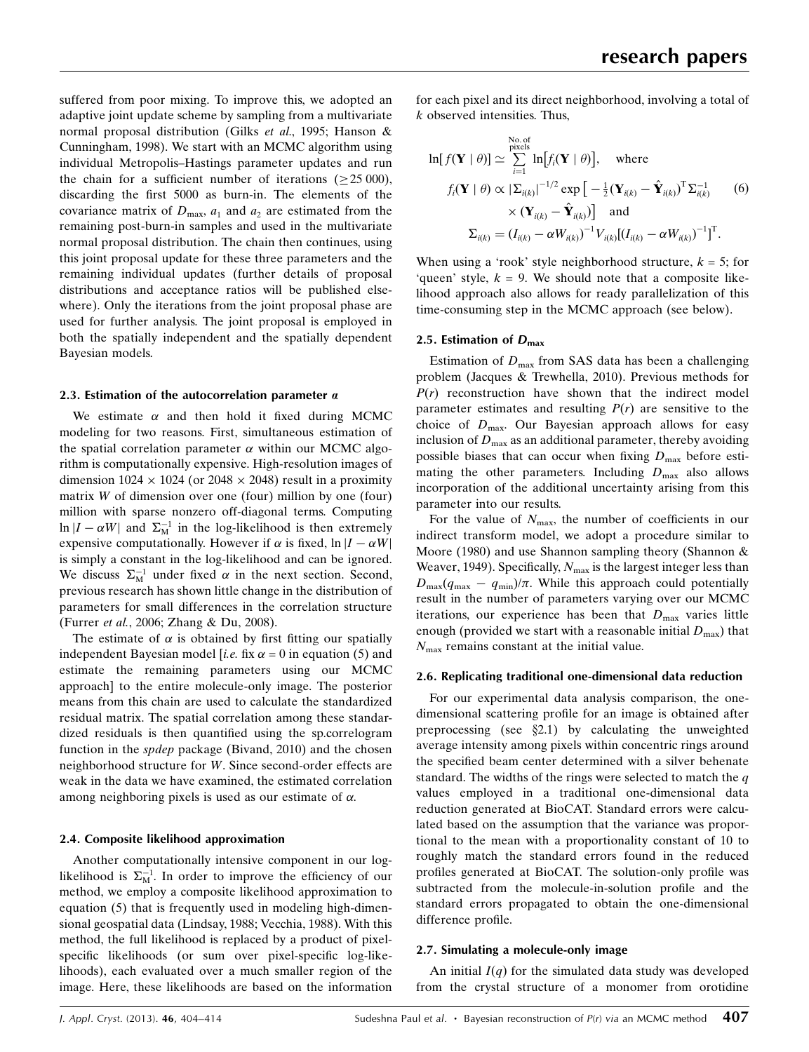suffered from poor mixing. To improve this, we adopted an adaptive joint update scheme by sampling from a multivariate normal proposal distribution (Gilks *et al.*, 1995; Hanson & Cunningham, 1998). We start with an MCMC algorithm using individual Metropolis–Hastings parameter updates and run the chain for a sufficient number of iterations ($\geq$25 000), discarding the first 5000 as burn-in. The elements of the covariance matrix of $D_{\max}$, $a_1$ and $a_2$ are estimated from the remaining post-burn-in samples and used in the multivariate normal proposal distribution. The chain then continues, using this joint proposal update for these three parameters and the remaining individual updates (further details of proposal distributions and acceptance ratios will be published elsewhere). Only the iterations from the joint proposal phase are used for further analysis. The joint proposal is employed in both the spatially independent and the spatially dependent Bayesian models.

### 2.3. Estimation of the autocorrelation parameter $\alpha$

We estimate $\alpha$ and then hold it fixed during MCMC modeling for two reasons. First, simultaneous estimation of the spatial correlation parameter $\alpha$ within our MCMC algorithm is computationally expensive. High-resolution images of dimension 1024 × 1024 (or 2048 × 2048) result in a proximity matrix $W$ of dimension over one (four) million by one (four) million with sparse nonzero off-diagonal terms. Computing $\ln|I - \alpha W|$ and $\Sigma_{\rm M}^{-1}$ in the log-likelihood is then extremely expensive computationally. However if $\alpha$ is fixed, $\ln|I - \alpha W|$ is simply a constant in the log-likelihood and can be ignored. We discuss $\Sigma_{\rm M}^{-1}$ under fixed $\alpha$ in the next section. Second, previous research has shown little change in the distribution of parameters for small differences in the correlation structure (Furrer *et al.*, 2006; Zhang & Du, 2008).

The estimate of $\alpha$ is obtained by first fitting our spatially independent Bayesian model [*i.e.* fix $\alpha = 0$ in equation (5) and estimate the remaining parameters using our MCMC approach] to the entire molecule-only image. The posterior means from this chain are used to calculate the standardized residual matrix. The spatial correlation among these standardized residuals is then quantified using the sp.correlogram function in the *spdep* package (Bivand, 2010) and the chosen neighborhood structure for $W$. Since second-order effects are weak in the data we have examined, the estimated correlation among neighboring pixels is used as our estimate of $\alpha$.

### 2.4. Composite likelihood approximation

Another computationally intensive component in our log-likelihood is $\Sigma_{\rm M}^{-1}$. In order to improve the efficiency of our method, we employ a composite likelihood approximation to equation (5) that is frequently used in modeling high-dimensional geospatial data (Lindsay, 1988; Vecchia, 1988). With this method, the full likelihood is replaced by a product of pixel-specific likelihoods (or sum over pixel-specific log-likelihoods), each evaluated over a much smaller region of the image. Here, these likelihoods are based on the information for each pixel and its direct neighborhood, involving a total of $k$ observed intensities. Thus,

$$
\begin{aligned}
\ln[f(\mathbf{Y} \mid \theta)] &\simeq \sum_{i=1}^{\text{No. of pixels}} \ln\big[f_i(\mathbf{Y} \mid \theta)\big], \quad \text{where} \\
f_i(\mathbf{Y} \mid \theta) &\propto |\Sigma_{i(k)}|^{-1/2} \exp\big[-\tfrac{1}{2}(\mathbf{Y}_{i(k)} - \hat{\mathbf{Y}}_{i(k)})^{\rm T} \Sigma_{i(k)}^{-1} \\
&\quad \times (\mathbf{Y}_{i(k)} - \hat{\mathbf{Y}}_{i(k)})\big] \quad \text{and} \\
\Sigma_{i(k)} &= (I_{i(k)} - \alpha W_{i(k)})^{-1} V_{i(k)} [(I_{i(k)} - \alpha W_{i(k)})^{-1}]^{\rm T}.
\end{aligned} \tag{6}
$$

When using a 'rook' style neighborhood structure, $k = 5$; for 'queen' style, $k = 9$. We should note that a composite likelihood approach also allows for ready parallelization of this time-consuming step in the MCMC approach (see below).

### 2.5. Estimation of $D_{\max}$

Estimation of $D_{\max}$ from SAS data has been a challenging problem (Jacques & Trewhella, 2010). Previous methods for $P(r)$ reconstruction have shown that the indirect model parameter estimates and resulting $P(r)$ are sensitive to the choice of $D_{\max}$. Our Bayesian approach allows for easy inclusion of $D_{\max}$ as an additional parameter, thereby avoiding possible biases that can occur when fixing $D_{\max}$ before estimating the other parameters. Including $D_{\max}$ also allows incorporation of the additional uncertainty arising from this parameter into our results.

For the value of $N_{\max}$, the number of coefficients in our indirect transform model, we adopt a procedure similar to Moore (1980) and use Shannon sampling theory (Shannon & Weaver, 1949). Specifically, $N_{\max}$ is the largest integer less than $D_{\max}(q_{\max} - q_{\min})/\pi$. While this approach could potentially result in the number of parameters varying over our MCMC iterations, our experience has been that $D_{\max}$ varies little enough (provided we start with a reasonable initial $D_{\max}$) that $N_{\max}$ remains constant at the initial value.

### 2.6. Replicating traditional one-dimensional data reduction

For our experimental data analysis comparison, the one-dimensional scattering profile for an image is obtained after preprocessing (see §2.1) by calculating the unweighted average intensity among pixels within concentric rings around the specified beam center determined with a silver behenate standard. The widths of the rings were selected to match the $q$ values employed in a traditional one-dimensional data reduction generated at BioCAT. Standard errors were calculated based on the assumption that the variance was proportional to the mean with a proportionality constant of 10 to roughly match the standard errors found in the reduced profiles generated at BioCAT. The solution-only profile was subtracted from the molecule-in-solution profile and the standard errors propagated to obtain the one-dimensional difference profile.

### 2.7. Simulating a molecule-only image

An initial $I(q)$ for the simulated data study was developed from the crystal structure of a monomer from orotidine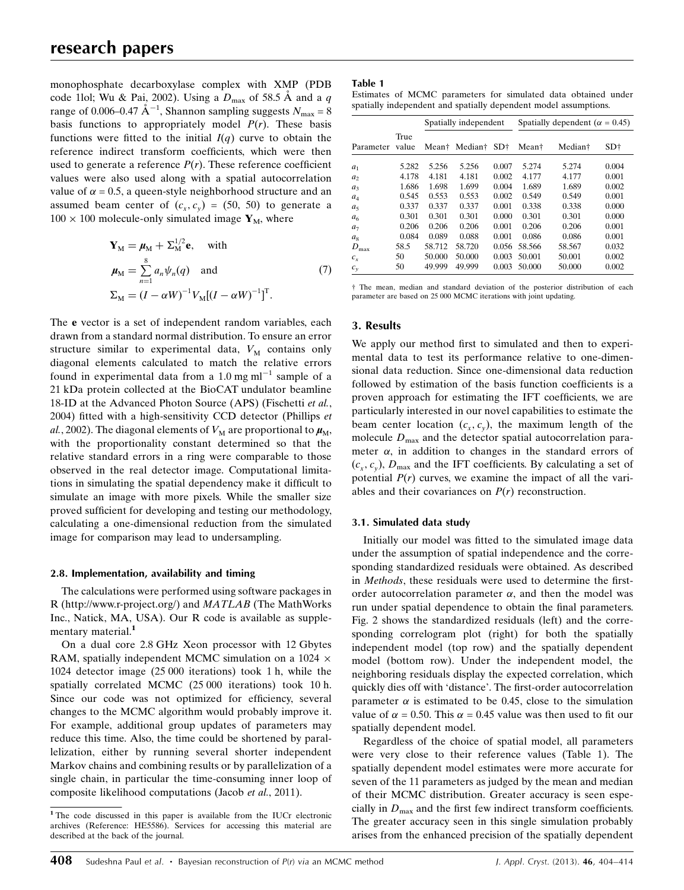monophosphate decarboxylase complex with XMP (PDB code 1lol; Wu & Pai, 2002). Using a $D_{\max}$ of 58.5 Å and a $q$ range of 0.006–0.47 Å$^{-1}$, Shannon sampling suggests $N_{\max} = 8$ basis functions to appropriately model $P(r)$. These basis functions were fitted to the initial $I(q)$ curve to obtain the reference indirect transform coefficients, which were then used to generate a reference $P(r)$. These reference coefficient values were also used along with a spatial autocorrelation value of $\alpha = 0.5$, a queen-style neighborhood structure and an assumed beam center of $(c_x, c_y) = (50, 50)$ to generate a $100 \times 100$ molecule-only simulated image $\mathbf{Y}_{\rm M}$, where

$$\mathbf{Y}_{\rm M} = \boldsymbol{\mu}_{\rm M} + \Sigma_{\rm M}^{1/2}\mathbf{e}, \quad \text{with}$$
$$\boldsymbol{\mu}_{\rm M} = \sum_{n=1}^{8} a_n \psi_n(q) \quad \text{and} \tag{7}$$
$$\Sigma_{\rm M} = (I - \alpha W)^{-1} V_{\rm M} [(I - \alpha W)^{-1}]^{\rm T}.$$

The $\mathbf{e}$ vector is a set of independent random variables, each drawn from a standard normal distribution. To ensure an error structure similar to experimental data, $V_{\rm M}$ contains only diagonal elements calculated to match the relative errors found in experimental data from a 1.0 mg ml$^{-1}$ sample of a 21 kDa protein collected at the BioCAT undulator beamline 18-ID at the Advanced Photon Source (APS) (Fischetti *et al.*, 2004) fitted with a high-sensitivity CCD detector (Phillips *et al.*, 2002). The diagonal elements of $V_{\rm M}$ are proportional to $\boldsymbol{\mu}_{\rm M}$, with the proportionality constant determined so that the relative standard errors in a ring were comparable to those observed in the real detector image. Computational limitations in simulating the spatial dependency make it difficult to simulate an image with more pixels. While the smaller size proved sufficient for developing and testing our methodology, calculating a one-dimensional reduction from the simulated image for comparison may lead to undersampling.

### 2.8. Implementation, availability and timing

The calculations were performed using software packages in R (http://www.r-project.org/) and *MATLAB* (The MathWorks Inc., Natick, MA, USA). Our R code is available as supplementary material.[1]

On a dual core 2.8 GHz Xeon processor with 12 Gbytes RAM, spatially independent MCMC simulation on a 1024 × 1024 detector image (25 000 iterations) took 1 h, while the spatially correlated MCMC (25 000 iterations) took 10 h. Since our code was not optimized for efficiency, several changes to the MCMC algorithm would probably improve it. For example, additional group updates of parameters may reduce this time. Also, the time could be shortened by parallelization, either by running several shorter independent Markov chains and combining results or by parallelization of a single chain, in particular the time-consuming inner loop of composite likelihood computations (Jacob *et al.*, 2011).

[1] The code discussed in this paper is available from the IUCr electronic archives (Reference: HE5586). Services for accessing this material are described at the back of the journal.

**Table 1**
Estimates of MCMC parameters for simulated data obtained under spatially independent and spatially dependent model assumptions.

| | | Spatially independent | | | Spatially dependent ($\alpha$ = 0.45) | | |
|---|---|---|---|---|---|---|---|
| Parameter | True value | Mean† | Median† | SD† | Mean† | Median† | SD† |
| $a_1$ | 5.282 | 5.256 | 5.256 | 0.007 | 5.274 | 5.274 | 0.004 |
| $a_2$ | 4.178 | 4.181 | 4.181 | 0.002 | 4.177 | 4.177 | 0.001 |
| $a_3$ | 1.686 | 1.698 | 1.699 | 0.004 | 1.689 | 1.689 | 0.002 |
| $a_4$ | 0.545 | 0.553 | 0.553 | 0.002 | 0.549 | 0.549 | 0.001 |
| $a_5$ | 0.337 | 0.337 | 0.337 | 0.001 | 0.338 | 0.338 | 0.000 |
| $a_6$ | 0.301 | 0.301 | 0.301 | 0.000 | 0.301 | 0.301 | 0.000 |
| $a_7$ | 0.206 | 0.206 | 0.206 | 0.001 | 0.206 | 0.206 | 0.001 |
| $a_8$ | 0.084 | 0.089 | 0.088 | 0.001 | 0.086 | 0.086 | 0.001 |
| $D_{\max}$ | 58.5 | 58.712 | 58.720 | 0.056 | 58.566 | 58.567 | 0.032 |
| $c_x$ | 50 | 50.000 | 50.000 | 0.003 | 50.001 | 50.000 | 0.002 |
| $c_y$ | 50 | 49.999 | 49.999 | 0.003 | 50.000 | 50.000 | 0.002 |

† The mean, median and standard deviation of the posterior distribution of each parameter are based on 25 000 MCMC iterations with joint updating.

## 3. Results

We apply our method first to simulated and then to experimental data to test its performance relative to one-dimensional data reduction. Since one-dimensional data reduction followed by estimation of the basis function coefficients is a proven approach for estimating the IFT coefficients, we are particularly interested in our novel capabilities to estimate the beam center location $(c_x, c_y)$, the maximum length of the molecule $D_{\max}$ and the detector spatial autocorrelation parameter $\alpha$, in addition to changes in the standard errors of $(c_x, c_y)$, $D_{\max}$ and the IFT coefficients. By calculating a set of potential $P(r)$ curves, we examine the impact of all the variables and their covariances on $P(r)$ reconstruction.

### 3.1. Simulated data study

Initially our model was fitted to the simulated image data under the assumption of spatial independence and the corresponding standardized residuals were obtained. As described in *Methods*, these residuals were used to determine the first-order autocorrelation parameter $\alpha$, and then the model was run under spatial dependence to obtain the final parameters. Fig. 2 shows the standardized residuals (left) and the corresponding correlogram plot (right) for both the spatially independent model (top row) and the spatially dependent model (bottom row). Under the independent model, the neighboring residuals display the expected correlation, which quickly dies off with 'distance'. The first-order autocorrelation parameter $\alpha$ is estimated to be 0.45, close to the simulation value of $\alpha = 0.50$. This $\alpha = 0.45$ value was then used to fit our spatially dependent model.

Regardless of the choice of spatial model, all parameters were very close to their reference values (Table 1). The spatially dependent model estimates were more accurate for seven of the 11 parameters as judged by the mean and median of their MCMC distribution. Greater accuracy is seen especially in $D_{\max}$ and the first few indirect transform coefficients. The greater accuracy seen in this single simulation probably arises from the enhanced precision of the spatially dependent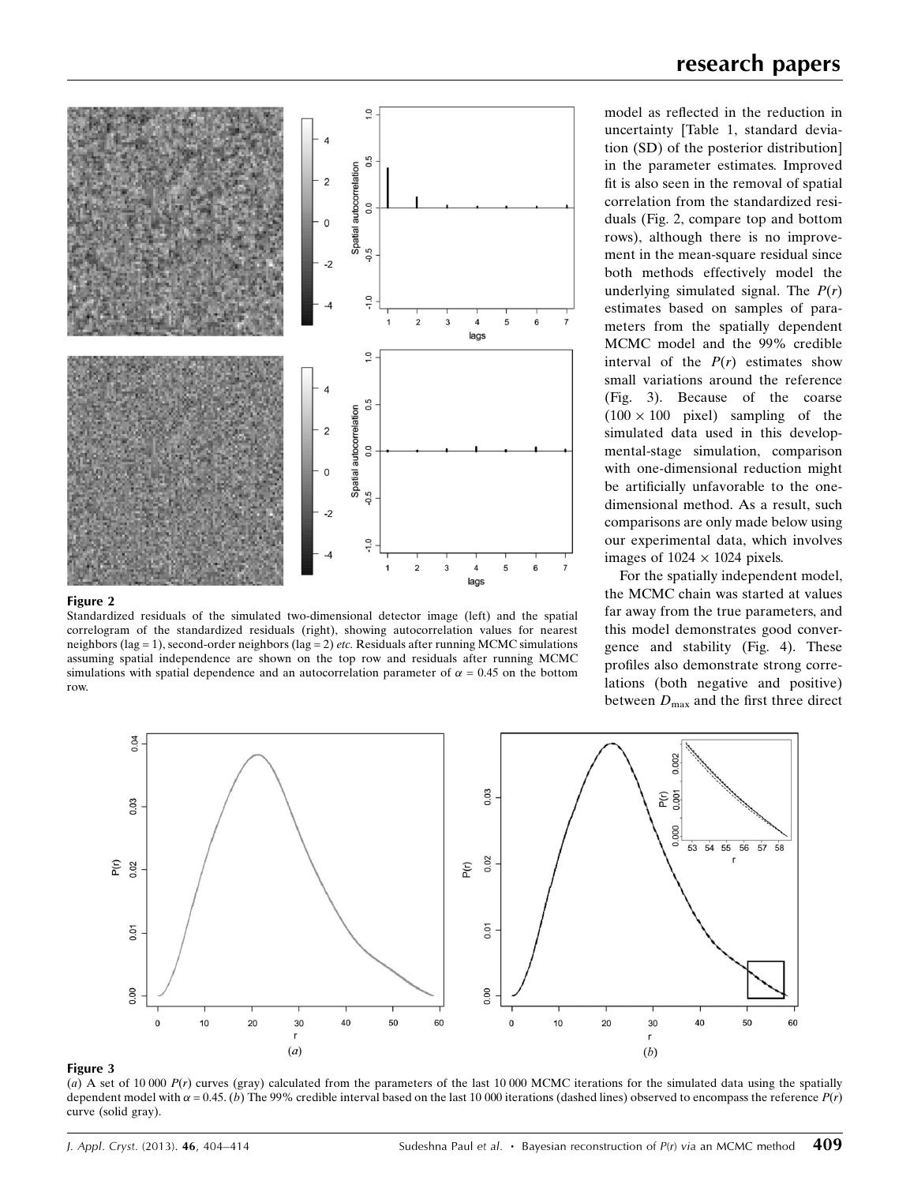model as reflected in the reduction in uncertainty [Table 1, standard deviation (SD) of the posterior distribution] in the parameter estimates. Improved fit is also seen in the removal of spatial correlation from the standardized residuals (Fig. 2, compare top and bottom rows), although there is no improvement in the mean-square residual since both methods effectively model the underlying simulated signal. The $P(r)$ estimates based on samples of parameters from the spatially dependent MCMC model and the 99% credible interval of the $P(r)$ estimates show small variations around the reference (Fig. 3). Because of the coarse ($100 \times 100$ pixel) sampling of the simulated data used in this developmental-stage simulation, comparison with one-dimensional reduction might be artificially unfavorable to the one-dimensional method. As a result, such comparisons are only made below using our experimental data, which involves images of $1024 \times 1024$ pixels.

For the spatially independent model, the MCMC chain was started at values far away from the true parameters, and this model demonstrates good convergence and stability (Fig. 4). These profiles also demonstrate strong correlations (both negative and positive) between $D_{\max}$ and the first three direct

**Figure 2**
Standardized residuals of the simulated two-dimensional detector image (left) and the spatial correlogram of the standardized residuals (right), showing autocorrelation values for nearest neighbors (lag = 1), second-order neighbors (lag = 2) *etc.* Residuals after running MCMC simulations assuming spatial independence are shown on the top row and residuals after running MCMC simulations with spatial dependence and an autocorrelation parameter of $\alpha = 0.45$ on the bottom row.

**Figure 3**
(*a*) A set of 10 000 $P(r)$ curves (gray) calculated from the parameters of the last 10 000 MCMC iterations for the simulated data using the spatially dependent model with $\alpha = 0.45$. (*b*) The 99% credible interval based on the last 10 000 iterations (dashed lines) observed to encompass the reference $P(r)$ curve (solid gray).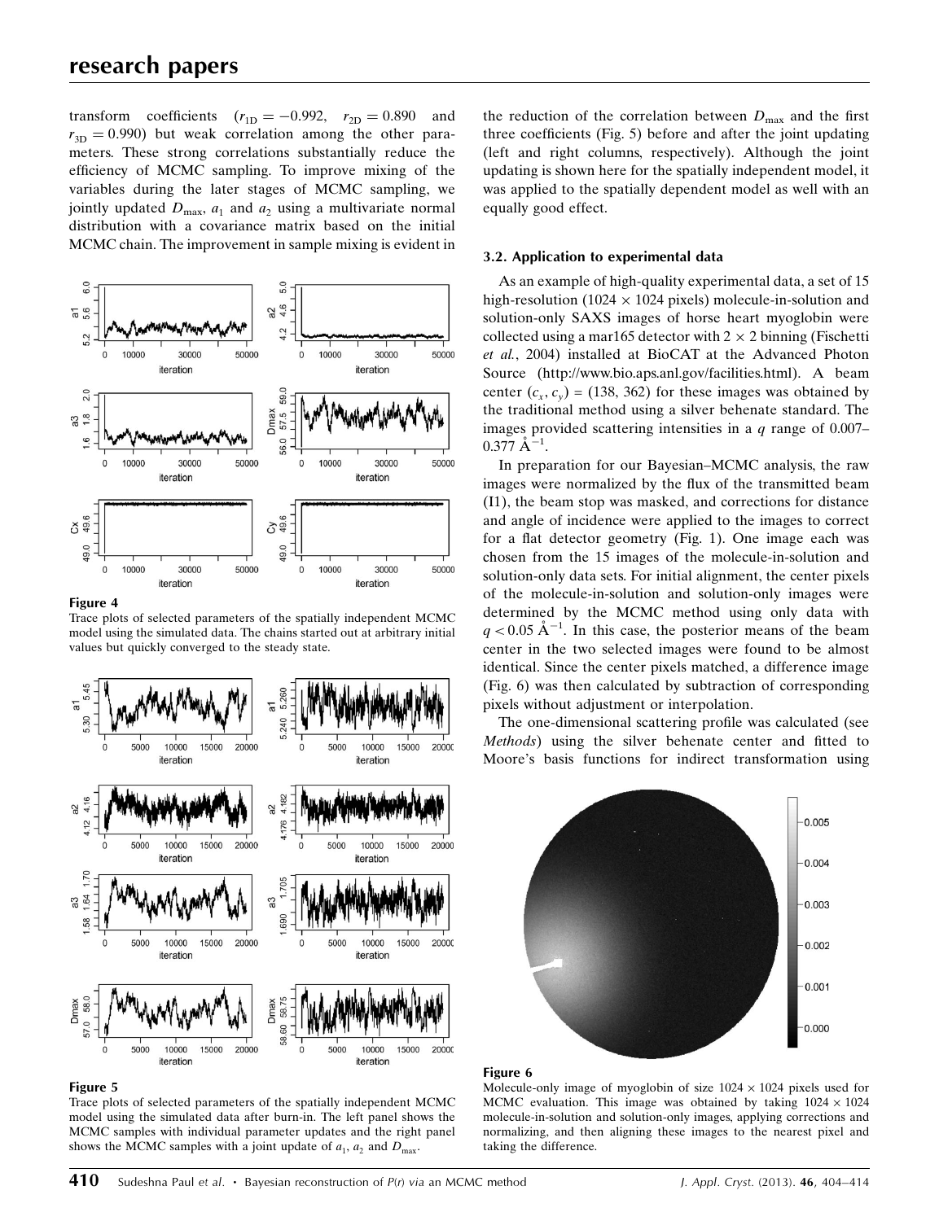transform coefficients ($r_{1D} = -0.992$, $r_{2D} = 0.890$ and $r_{3D} = 0.990$) but weak correlation among the other parameters. These strong correlations substantially reduce the efficiency of MCMC sampling. To improve mixing of the variables during the later stages of MCMC sampling, we jointly updated $D_{max}$, $a_1$ and $a_2$ using a multivariate normal distribution with a covariance matrix based on the initial MCMC chain. The improvement in sample mixing is evident in the reduction of the correlation between $D_{max}$ and the first three coefficients (Fig. 5) before and after the joint updating (left and right columns, respectively). Although the joint updating is shown here for the spatially independent model, it was applied to the spatially dependent model as well with an equally good effect.

**Figure 4**
Trace plots of selected parameters of the spatially independent MCMC model using the simulated data. The chains started out at arbitrary initial values but quickly converged to the steady state.

**Figure 5**
Trace plots of selected parameters of the spatially independent MCMC model using the simulated data after burn-in. The left panel shows the MCMC samples with individual parameter updates and the right panel shows the MCMC samples with a joint update of $a_1$, $a_2$ and $D_{max}$.

### 3.2. Application to experimental data

As an example of high-quality experimental data, a set of 15 high-resolution (1024 × 1024 pixels) molecule-in-solution and solution-only SAXS images of horse heart myoglobin were collected using a mar165 detector with 2 × 2 binning (Fischetti *et al.*, 2004) installed at BioCAT at the Advanced Photon Source (http://www.bio.aps.anl.gov/facilities.html). A beam center $(c_x, c_y) = (138, 362)$ for these images was obtained by the traditional method using a silver behenate standard. The images provided scattering intensities in a $q$ range of 0.007–0.377 Å$^{-1}$.

In preparation for our Bayesian–MCMC analysis, the raw images were normalized by the flux of the transmitted beam (I1), the beam stop was masked, and corrections for distance and angle of incidence were applied to the images to correct for a flat detector geometry (Fig. 1). One image each was chosen from the 15 images of the molecule-in-solution and solution-only data sets. For initial alignment, the center pixels of the molecule-in-solution and solution-only images were determined by the MCMC method using only data with $q < 0.05$ Å$^{-1}$. In this case, the posterior means of the beam center in the two selected images were found to be almost identical. Since the center pixels matched, a difference image (Fig. 6) was then calculated by subtraction of corresponding pixels without adjustment or interpolation.

The one-dimensional scattering profile was calculated (see *Methods*) using the silver behenate center and fitted to Moore's basis functions for indirect transformation using

**Figure 6**
Molecule-only image of myoglobin of size 1024 × 1024 pixels used for MCMC evaluation. This image was obtained by taking 1024 × 1024 molecule-in-solution and solution-only images, applying corrections and normalizing, and then aligning these images to the nearest pixel and taking the difference.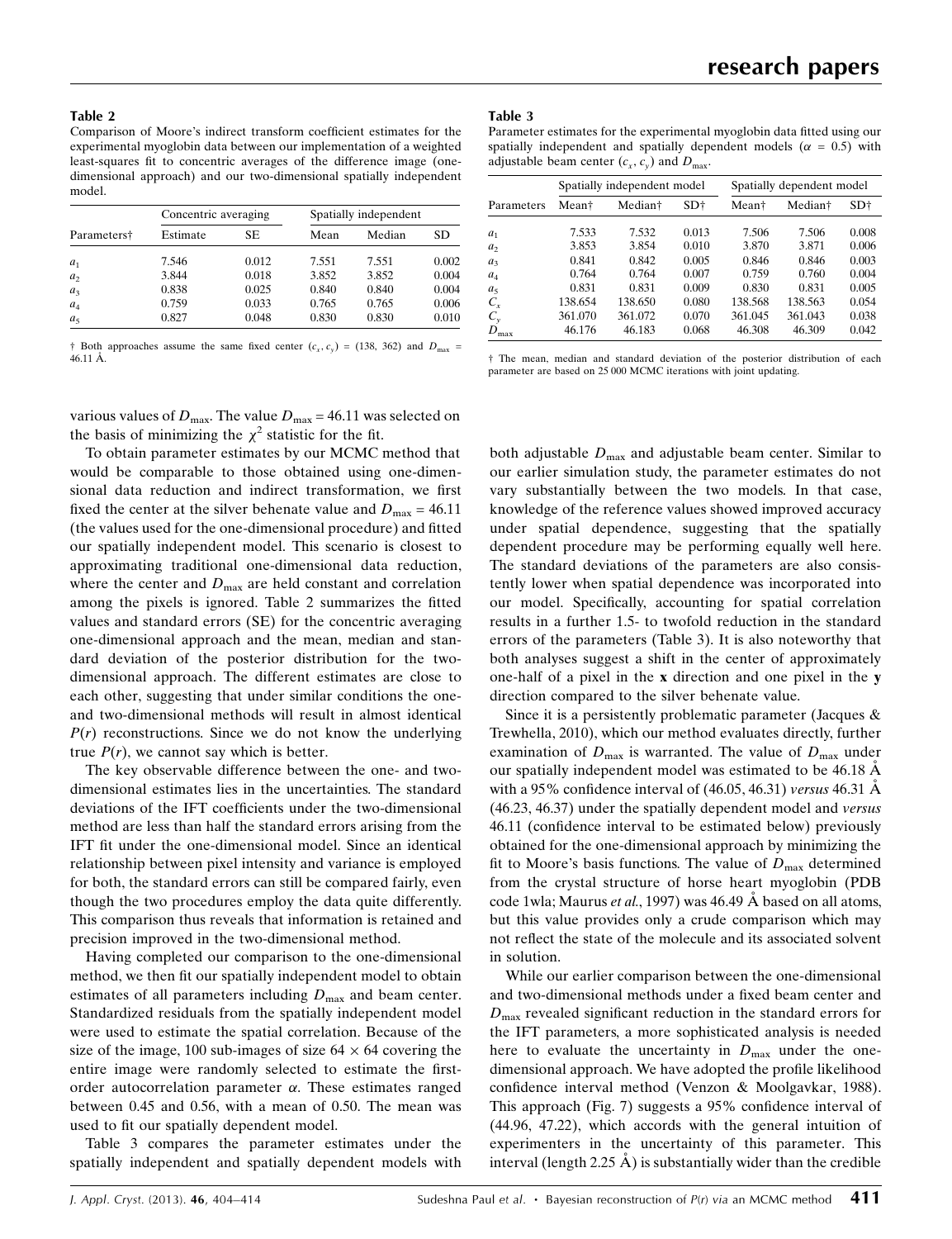**Table 2**
Comparison of Moore's indirect transform coefficient estimates for the experimental myoglobin data between our implementation of a weighted least-squares fit to concentric averages of the difference image (one-dimensional approach) and our two-dimensional spatially independent model.

| Parameters† | Concentric averaging | | Spatially independent | | |
|---|---|---|---|---|---|
| | Estimate | SE | Mean | Median | SD |
| $a_1$ | 7.546 | 0.012 | 7.551 | 7.551 | 0.002 |
| $a_2$ | 3.844 | 0.018 | 3.852 | 3.852 | 0.004 |
| $a_3$ | 0.838 | 0.025 | 0.840 | 0.840 | 0.004 |
| $a_4$ | 0.759 | 0.033 | 0.765 | 0.765 | 0.006 |
| $a_5$ | 0.827 | 0.048 | 0.830 | 0.830 | 0.010 |

† Both approaches assume the same fixed center $(c_x, c_y)$ = (138, 362) and $D_{max}$ = 46.11 Å.

**Table 3**
Parameter estimates for the experimental myoglobin data fitted using our spatially independent and spatially dependent models ($\alpha$ = 0.5) with adjustable beam center $(c_x, c_y)$ and $D_{max}$.

| Parameters | Spatially independent model | | | Spatially dependent model | | |
|---|---|---|---|---|---|---|
| | Mean† | Median† | SD† | Mean† | Median† | SD† |
| $a_1$ | 7.533 | 7.532 | 0.013 | 7.506 | 7.506 | 0.008 |
| $a_2$ | 3.853 | 3.854 | 0.010 | 3.870 | 3.871 | 0.006 |
| $a_3$ | 0.841 | 0.842 | 0.005 | 0.846 | 0.846 | 0.003 |
| $a_4$ | 0.764 | 0.764 | 0.007 | 0.759 | 0.760 | 0.004 |
| $a_5$ | 0.831 | 0.831 | 0.009 | 0.830 | 0.831 | 0.005 |
| $C_x$ | 138.654 | 138.650 | 0.080 | 138.568 | 138.563 | 0.054 |
| $C_y$ | 361.070 | 361.072 | 0.070 | 361.045 | 361.043 | 0.038 |
| $D_{max}$ | 46.176 | 46.183 | 0.068 | 46.308 | 46.309 | 0.042 |

† The mean, median and standard deviation of the posterior distribution of each parameter are based on 25 000 MCMC iterations with joint updating.

various values of $D_{max}$. The value $D_{max}$ = 46.11 was selected on the basis of minimizing the $\chi^2$ statistic for the fit.

To obtain parameter estimates by our MCMC method that would be comparable to those obtained using one-dimensional data reduction and indirect transformation, we first fixed the center at the silver behenate value and $D_{max}$ = 46.11 (the values used for the one-dimensional procedure) and fitted our spatially independent model. This scenario is closest to approximating traditional one-dimensional data reduction, where the center and $D_{max}$ are held constant and correlation among the pixels is ignored. Table 2 summarizes the fitted values and standard errors (SE) for the concentric averaging one-dimensional approach and the mean, median and standard deviation of the posterior distribution for the two-dimensional approach. The different estimates are close to each other, suggesting that under similar conditions the one- and two-dimensional methods will result in almost identical $P(r)$ reconstructions. Since we do not know the underlying true $P(r)$, we cannot say which is better.

The key observable difference between the one- and two-dimensional estimates lies in the uncertainties. The standard deviations of the IFT coefficients under the two-dimensional method are less than half the standard errors arising from the IFT fit under the one-dimensional model. Since an identical relationship between pixel intensity and variance is employed for both, the standard errors can still be compared fairly, even though the two procedures employ the data quite differently. This comparison thus reveals that information is retained and precision improved in the two-dimensional method.

Having completed our comparison to the one-dimensional method, we then fit our spatially independent model to obtain estimates of all parameters including $D_{max}$ and beam center. Standardized residuals from the spatially independent model were used to estimate the spatial correlation. Because of the size of the image, 100 sub-images of size 64 × 64 covering the entire image were randomly selected to estimate the first-order autocorrelation parameter $\alpha$. These estimates ranged between 0.45 and 0.56, with a mean of 0.50. The mean was used to fit our spatially dependent model.

Table 3 compares the parameter estimates under the spatially independent and spatially dependent models with both adjustable $D_{max}$ and adjustable beam center. Similar to our earlier simulation study, the parameter estimates do not vary substantially between the two models. In that case, knowledge of the reference values showed improved accuracy under spatial dependence, suggesting that the spatially dependent procedure may be performing equally well here. The standard deviations of the parameters are also consistently lower when spatial dependence was incorporated into our model. Specifically, accounting for spatial correlation results in a further 1.5- to twofold reduction in the standard errors of the parameters (Table 3). It is also noteworthy that both analyses suggest a shift in the center of approximately one-half of a pixel in the **x** direction and one pixel in the **y** direction compared to the silver behenate value.

Since it is a persistently problematic parameter (Jacques & Trewhella, 2010), which our method evaluates directly, further examination of $D_{max}$ is warranted. The value of $D_{max}$ under our spatially independent model was estimated to be 46.18 Å with a 95% confidence interval of (46.05, 46.31) *versus* 46.31 Å (46.23, 46.37) under the spatially dependent model and *versus* 46.11 (confidence interval to be estimated below) previously obtained for the one-dimensional approach by minimizing the fit to Moore's basis functions. The value of $D_{max}$ determined from the crystal structure of horse heart myoglobin (PDB code 1wla; Maurus *et al.*, 1997) was 46.49 Å based on all atoms, but this value provides only a crude comparison which may not reflect the state of the molecule and its associated solvent in solution.

While our earlier comparison between the one-dimensional and two-dimensional methods under a fixed beam center and $D_{max}$ revealed significant reduction in the standard errors for the IFT parameters, a more sophisticated analysis is needed here to evaluate the uncertainty in $D_{max}$ under the one-dimensional approach. We have adopted the profile likelihood confidence interval method (Venzon & Moolgavkar, 1988). This approach (Fig. 7) suggests a 95% confidence interval of (44.96, 47.22), which accords with the general intuition of experimenters in the uncertainty of this parameter. This interval (length 2.25 Å) is substantially wider than the credible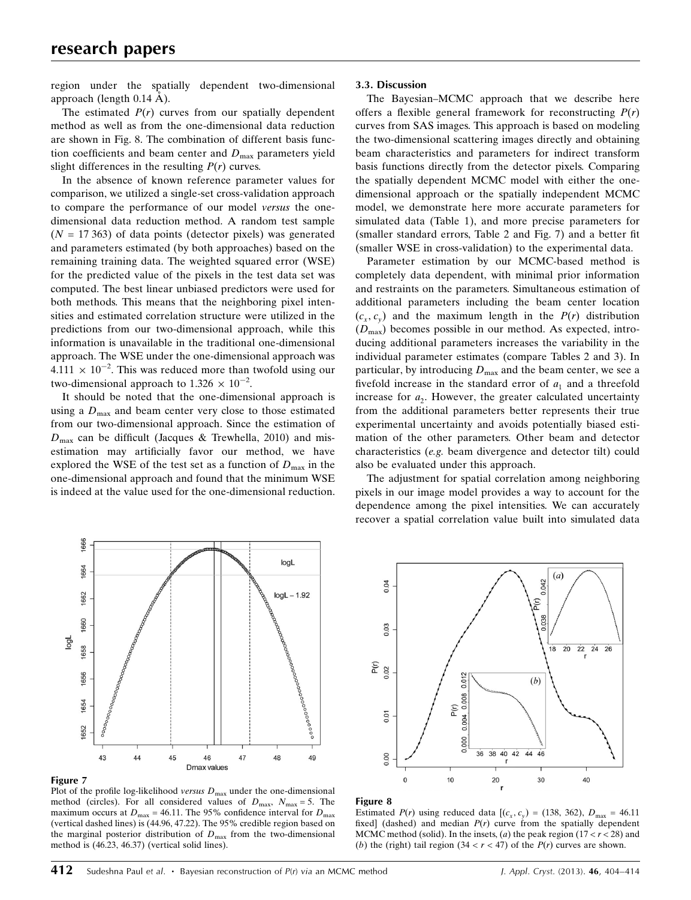region under the spatially dependent two-dimensional approach (length 0.14 Å).

The estimated $P(r)$ curves from our spatially dependent method as well as from the one-dimensional data reduction are shown in Fig. 8. The combination of different basis function coefficients and beam center and $D_{max}$ parameters yield slight differences in the resulting $P(r)$ curves.

In the absence of known reference parameter values for comparison, we utilized a single-set cross-validation approach to compare the performance of our model *versus* the one-dimensional data reduction method. A random test sample ($N$ = 17 363) of data points (detector pixels) was generated and parameters estimated (by both approaches) based on the remaining training data. The weighted squared error (WSE) for the predicted value of the pixels in the test data set was computed. The best linear unbiased predictors were used for both methods. This means that the neighboring pixel intensities and estimated correlation structure were utilized in the predictions from our two-dimensional approach, while this information is unavailable in the traditional one-dimensional approach. The WSE under the one-dimensional approach was $4.111 \times 10^{-2}$. This was reduced more than twofold using our two-dimensional approach to $1.326 \times 10^{-2}$.

It should be noted that the one-dimensional approach is using a $D_{max}$ and beam center very close to those estimated from our two-dimensional approach. Since the estimation of $D_{max}$ can be difficult (Jacques & Trewhella, 2010) and misestimation may artificially favor our method, we have explored the WSE of the test set as a function of $D_{max}$ in the one-dimensional approach and found that the minimum WSE is indeed at the value used for the one-dimensional reduction.

### 3.3. Discussion

The Bayesian–MCMC approach that we describe here offers a flexible general framework for reconstructing $P(r)$ curves from SAS images. This approach is based on modeling the two-dimensional scattering images directly and obtaining beam characteristics and parameters for indirect transform basis functions directly from the detector pixels. Comparing the spatially dependent MCMC model with either the one-dimensional approach or the spatially independent MCMC model, we demonstrate here more accurate parameters for simulated data (Table 1), and more precise parameters for (smaller standard errors, Table 2 and Fig. 7) and a better fit (smaller WSE in cross-validation) to the experimental data.

Parameter estimation by our MCMC-based method is completely data dependent, with minimal prior information and restraints on the parameters. Simultaneous estimation of additional parameters including the beam center location $(c_x, c_y)$ and the maximum length in the $P(r)$ distribution ($D_{max}$) becomes possible in our method. As expected, introducing additional parameters increases the variability in the individual parameter estimates (compare Tables 2 and 3). In particular, by introducing $D_{max}$ and the beam center, we see a fivefold increase in the standard error of $a_1$ and a threefold increase for $a_2$. However, the greater calculated uncertainty from the additional parameters better represents their true experimental uncertainty and avoids potentially biased estimation of the other parameters. Other beam and detector characteristics (*e.g.* beam divergence and detector tilt) could also be evaluated under this approach.

The adjustment for spatial correlation among neighboring pixels in our image model provides a way to account for the dependence among the pixel intensities. We can accurately recover a spatial correlation value built into simulated data

**Figure 7**
Plot of the profile log-likelihood *versus* $D_{max}$ under the one-dimensional method (circles). For all considered values of $D_{max}$, $N_{max}$ = 5. The maximum occurs at $D_{max}$ = 46.11. The 95% confidence interval for $D_{max}$ (vertical dashed lines) is (44.96, 47.22). The 95% credible region based on the marginal posterior distribution of $D_{max}$ from the two-dimensional method is (46.23, 46.37) (vertical solid lines).

**Figure 8**
Estimated $P(r)$ using reduced data [$(c_x, c_y)$ = (138, 362), $D_{max}$ = 46.11 fixed] (dashed) and median $P(r)$ curve from the spatially dependent MCMC method (solid). In the insets, (*a*) the peak region ($17 < r < 28$) and (*b*) the (right) tail region ($34 < r < 47$) of the $P(r)$ curves are shown.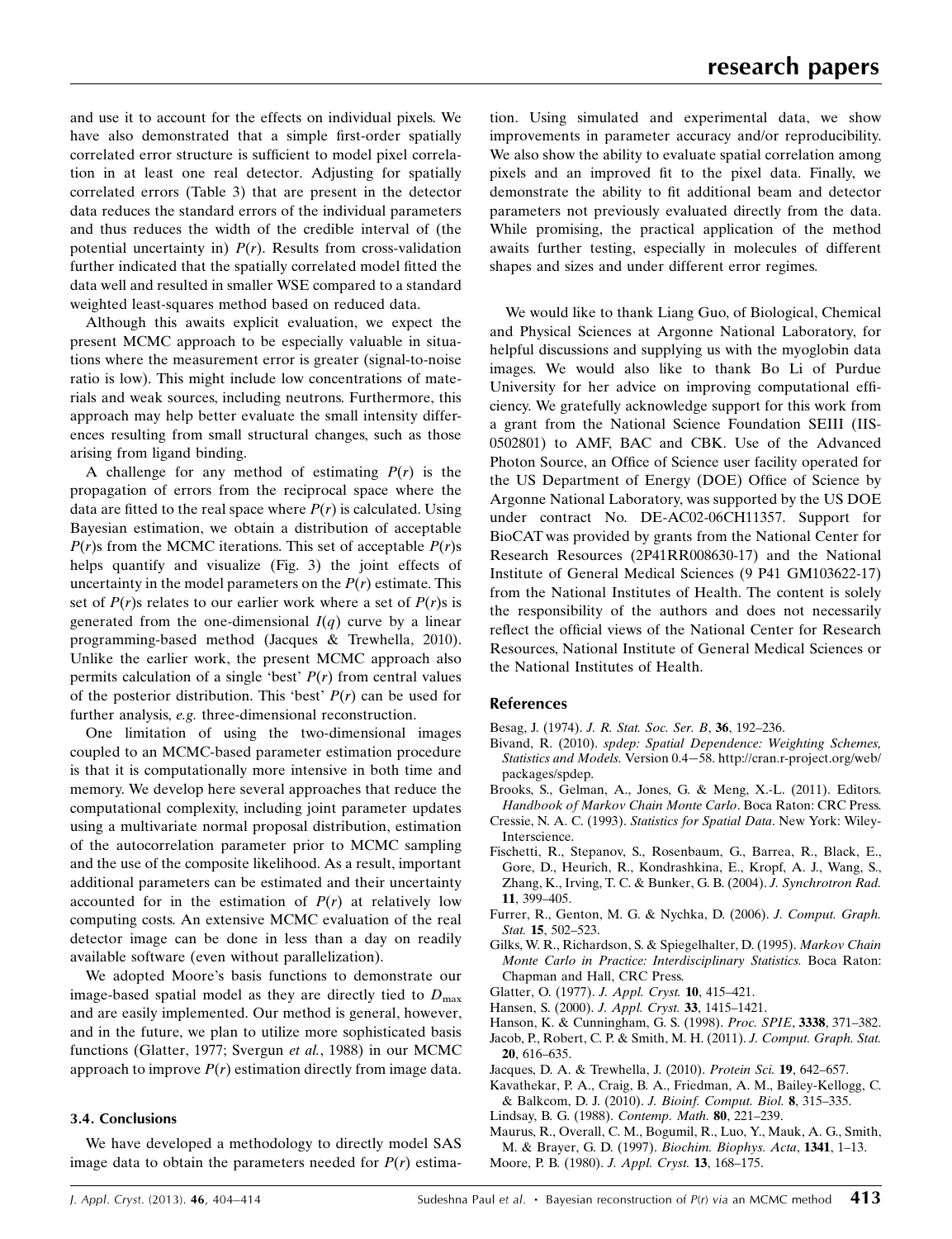and use it to account for the effects on individual pixels. We have also demonstrated that a simple first-order spatially correlated error structure is sufficient to model pixel correlation in at least one real detector. Adjusting for spatially correlated errors (Table 3) that are present in the detector data reduces the standard errors of the individual parameters and thus reduces the width of the credible interval of (the potential uncertainty in) $P(r)$. Results from cross-validation further indicated that the spatially correlated model fitted the data well and resulted in smaller WSE compared to a standard weighted least-squares method based on reduced data.

Although this awaits explicit evaluation, we expect the present MCMC approach to be especially valuable in situations where the measurement error is greater (signal-to-noise ratio is low). This might include low concentrations of materials and weak sources, including neutrons. Furthermore, this approach may help better evaluate the small intensity differences resulting from small structural changes, such as those arising from ligand binding.

A challenge for any method of estimating $P(r)$ is the propagation of errors from the reciprocal space where the data are fitted to the real space where $P(r)$ is calculated. Using Bayesian estimation, we obtain a distribution of acceptable $P(r)$s from the MCMC iterations. This set of acceptable $P(r)$s helps quantify and visualize (Fig. 3) the joint effects of uncertainty in the model parameters on the $P(r)$ estimate. This set of $P(r)$s relates to our earlier work where a set of $P(r)$s is generated from the one-dimensional $I(q)$ curve by a linear programming-based method (Jacques & Trewhella, 2010). Unlike the earlier work, the present MCMC approach also permits calculation of a single 'best' $P(r)$ from central values of the posterior distribution. This 'best' $P(r)$ can be used for further analysis, *e.g.* three-dimensional reconstruction.

One limitation of using the two-dimensional images coupled to an MCMC-based parameter estimation procedure is that it is computationally more intensive in both time and memory. We develop here several approaches that reduce the computational complexity, including joint parameter updates using a multivariate normal proposal distribution, estimation of the autocorrelation parameter prior to MCMC sampling and the use of the composite likelihood. As a result, important additional parameters can be estimated and their uncertainty accounted for in the estimation of $P(r)$ at relatively low computing costs. An extensive MCMC evaluation of the real detector image can be done in less than a day on readily available software (even without parallelization).

We adopted Moore's basis functions to demonstrate our image-based spatial model as they are directly tied to $D_{\max}$ and are easily implemented. Our method is general, however, and in the future, we plan to utilize more sophisticated basis functions (Glatter, 1977; Svergun *et al.*, 1988) in our MCMC approach to improve $P(r)$ estimation directly from image data.

### 3.4. Conclusions

We have developed a methodology to directly model SAS image data to obtain the parameters needed for $P(r)$ estimation. Using simulated and experimental data, we show improvements in parameter accuracy and/or reproducibility. We also show the ability to evaluate spatial correlation among pixels and an improved fit to the pixel data. Finally, we demonstrate the ability to fit additional beam and detector parameters not previously evaluated directly from the data. While promising, the practical application of the method awaits further testing, especially in molecules of different shapes and sizes and under different error regimes.

We would like to thank Liang Guo, of Biological, Chemical and Physical Sciences at Argonne National Laboratory, for helpful discussions and supplying us with the myoglobin data images. We would also like to thank Bo Li of Purdue University for her advice on improving computational efficiency. We gratefully acknowledge support for this work from a grant from the National Science Foundation SEIII (IIS-0502801) to AMF, BAC and CBK. Use of the Advanced Photon Source, an Office of Science user facility operated for the US Department of Energy (DOE) Office of Science by Argonne National Laboratory, was supported by the US DOE under contract No. DE-AC02-06CH11357. Support for BioCAT was provided by grants from the National Center for Research Resources (2P41RR008630-17) and the National Institute of General Medical Sciences (9 P41 GM103622-17) from the National Institutes of Health. The content is solely the responsibility of the authors and does not necessarily reflect the official views of the National Center for Research Resources, National Institute of General Medical Sciences or the National Institutes of Health.

## References

Besag, J. (1974). *J. R. Stat. Soc. Ser. B*, **36**, 192–236.

Bivand, R. (2010). *spdep: Spatial Dependence: Weighting Schemes, Statistics and Models.* Version 0.4−58. http://cran.r-project.org/web/packages/spdep.

Brooks, S., Gelman, A., Jones, G. & Meng, X.-L. (2011). Editors. *Handbook of Markov Chain Monte Carlo*. Boca Raton: CRC Press.

Cressie, N. A. C. (1993). *Statistics for Spatial Data*. New York: Wiley-Interscience.

Fischetti, R., Stepanov, S., Rosenbaum, G., Barrea, R., Black, E., Gore, D., Heurich, R., Kondrashkina, E., Kropf, A. J., Wang, S., Zhang, K., Irving, T. C. & Bunker, G. B. (2004). *J. Synchrotron Rad.* **11**, 399–405.

Furrer, R., Genton, M. G. & Nychka, D. (2006). *J. Comput. Graph. Stat.* **15**, 502–523.

Gilks, W. R., Richardson, S. & Spiegelhalter, D. (1995). *Markov Chain Monte Carlo in Practice: Interdisciplinary Statistics.* Boca Raton: Chapman and Hall, CRC Press.

Glatter, O. (1977). *J. Appl. Cryst.* **10**, 415–421.

Hansen, S. (2000). *J. Appl. Cryst.* **33**, 1415–1421.

Hanson, K. & Cunningham, G. S. (1998). *Proc. SPIE*, **3338**, 371–382.

Jacob, P., Robert, C. P. & Smith, M. H. (2011). *J. Comput. Graph. Stat.* **20**, 616–635.

Jacques, D. A. & Trewhella, J. (2010). *Protein Sci.* **19**, 642–657.

Kavathekar, P. A., Craig, B. A., Friedman, A. M., Bailey-Kellogg, C. & Balkcom, D. J. (2010). *J. Bioinf. Comput. Biol.* **8**, 315–335.

Lindsay, B. G. (1988). *Contemp. Math.* **80**, 221–239.

Maurus, R., Overall, C. M., Bogumil, R., Luo, Y., Mauk, A. G., Smith, M. & Brayer, G. D. (1997). *Biochim. Biophys. Acta*, **1341**, 1–13.

Moore, P. B. (1980). *J. Appl. Cryst.* **13**, 168–175.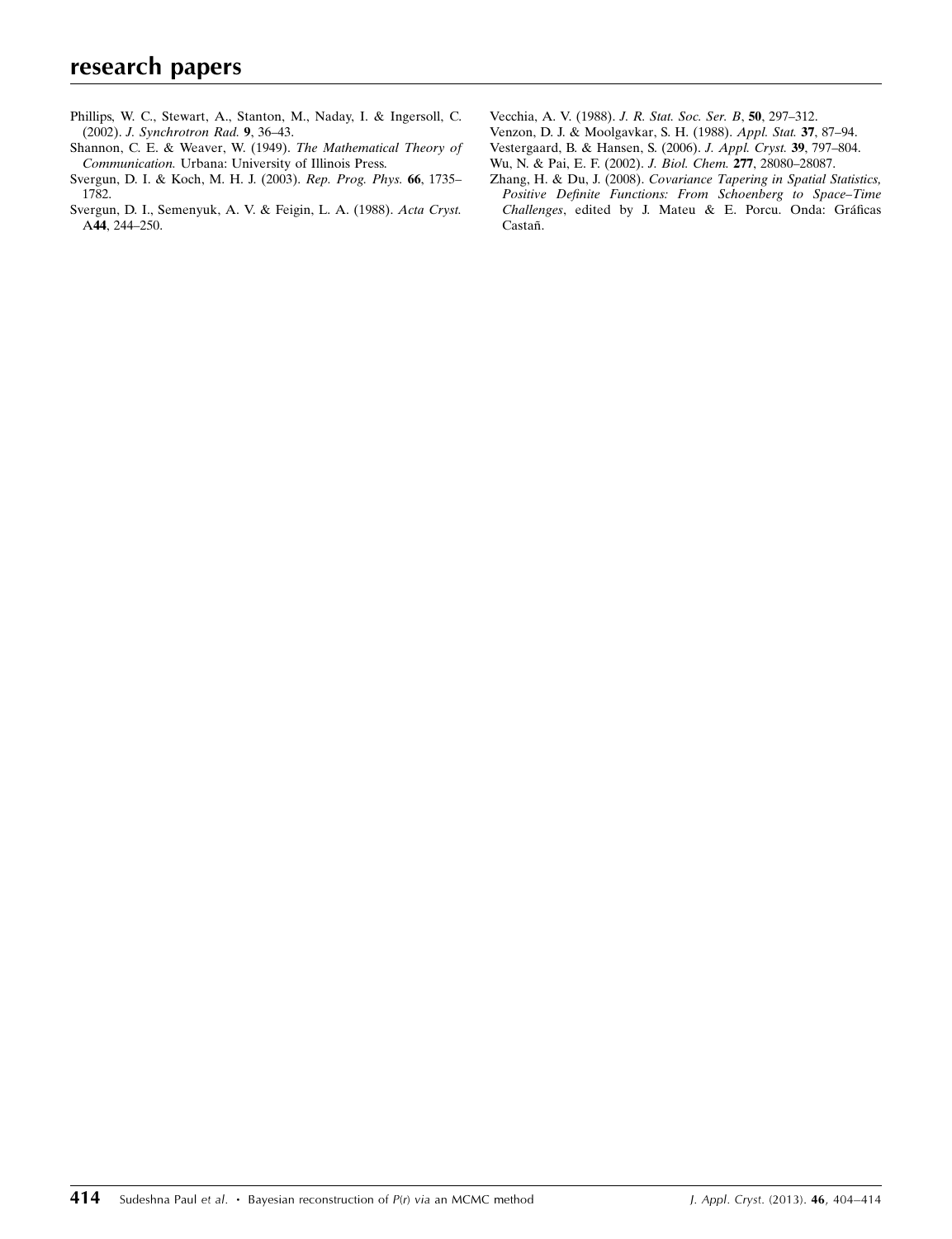Phillips, W. C., Stewart, A., Stanton, M., Naday, I. & Ingersoll, C. (2002). *J. Synchrotron Rad.* **9**, 36–43.

Shannon, C. E. & Weaver, W. (1949). *The Mathematical Theory of Communication.* Urbana: University of Illinois Press.

Svergun, D. I. & Koch, M. H. J. (2003). *Rep. Prog. Phys.* **66**, 1735–1782.

Svergun, D. I., Semenyuk, A. V. & Feigin, L. A. (1988). *Acta Cryst.* A**44**, 244–250.

Vecchia, A. V. (1988). *J. R. Stat. Soc. Ser. B*, **50**, 297–312.

Venzon, D. J. & Moolgavkar, S. H. (1988). *Appl. Stat.* **37**, 87–94.

Vestergaard, B. & Hansen, S. (2006). *J. Appl. Cryst.* **39**, 797–804.

Wu, N. & Pai, E. F. (2002). *J. Biol. Chem.* **277**, 28080–28087.

Zhang, H. & Du, J. (2008). *Covariance Tapering in Spatial Statistics, Positive Definite Functions: From Schoenberg to Space–Time Challenges*, edited by J. Mateu & E. Porcu. Onda: Gráficas Castañ.